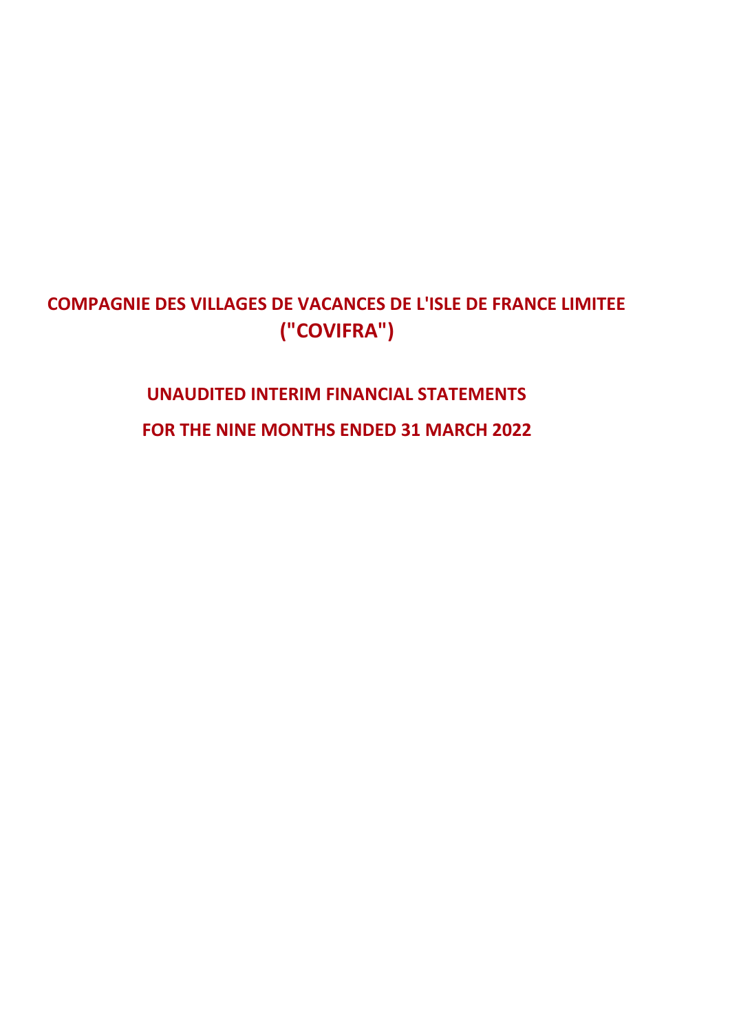# COMPAGNIE DES VILLAGES DE VACANCES DE L'ISLE DE FRANCE LIMITEE ("COVIFRA")

## UNAUDITED INTERIM FINANCIAL STATEMENTS

## FOR THE NINE MONTHS ENDED 31 MARCH 2022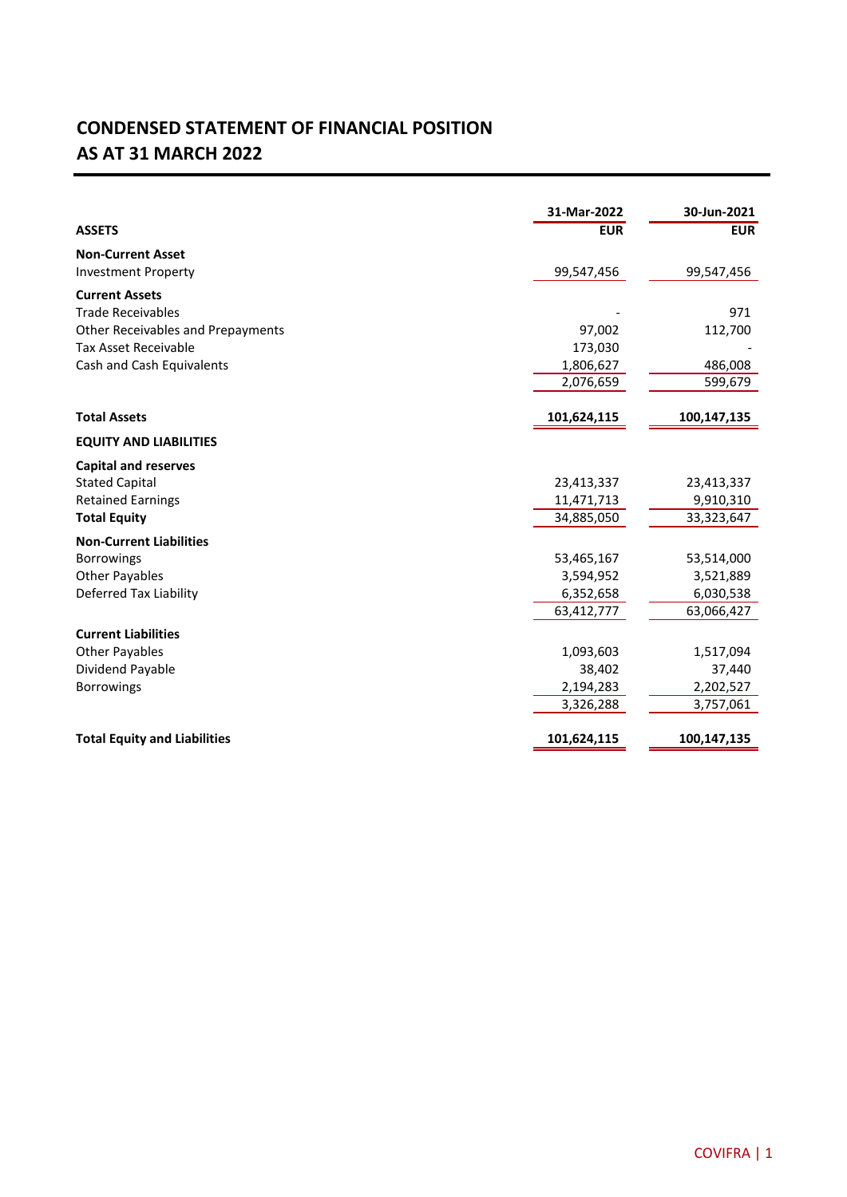# CONDENSED STATEMENT OF FINANCIAL POSITION
# AS AT 31 MARCH 2022

| | 31-Mar-2022 | 30-Jun-2021 |
|---|---|---|
| **ASSETS** | **EUR** | **EUR** |
| **Non-Current Asset** | | |
| Investment Property | 99,547,456 | 99,547,456 |
| **Current Assets** | | |
| Trade Receivables | - | 971 |
| Other Receivables and Prepayments | 97,002 | 112,700 |
| Tax Asset Receivable | 173,030 | - |
| Cash and Cash Equivalents | 1,806,627 | 486,008 |
| | 2,076,659 | 599,679 |
| **Total Assets** | **101,624,115** | **100,147,135** |
| **EQUITY AND LIABILITIES** | | |
| **Capital and reserves** | | |
| Stated Capital | 23,413,337 | 23,413,337 |
| Retained Earnings | 11,471,713 | 9,910,310 |
| **Total Equity** | 34,885,050 | 33,323,647 |
| **Non-Current Liabilities** | | |
| Borrowings | 53,465,167 | 53,514,000 |
| Other Payables | 3,594,952 | 3,521,889 |
| Deferred Tax Liability | 6,352,658 | 6,030,538 |
| | 63,412,777 | 63,066,427 |
| **Current Liabilities** | | |
| Other Payables | 1,093,603 | 1,517,094 |
| Dividend Payable | 38,402 | 37,440 |
| Borrowings | 2,194,283 | 2,202,527 |
| | 3,326,288 | 3,757,061 |
| **Total Equity and Liabilities** | **101,624,115** | **100,147,135** |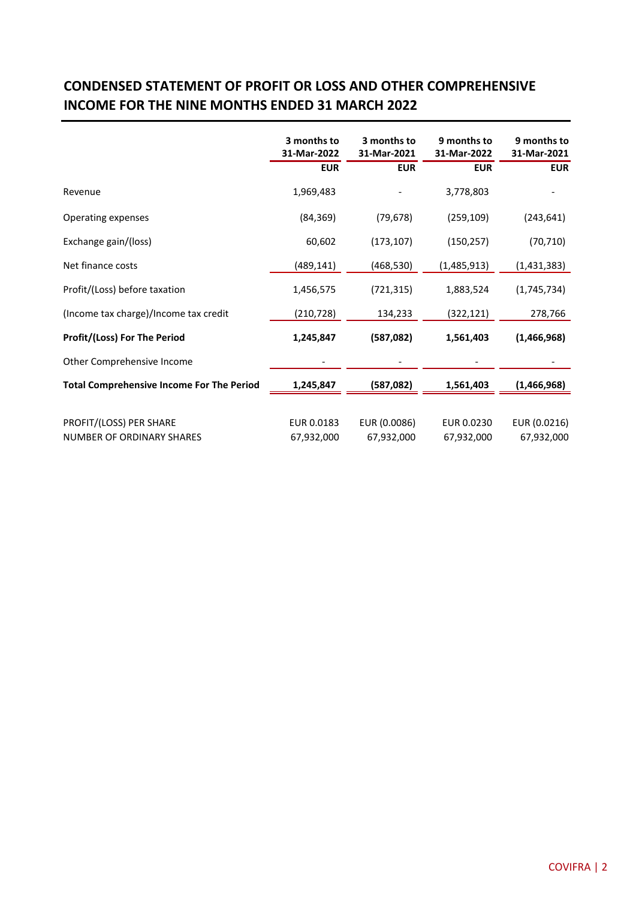## CONDENSED STATEMENT OF PROFIT OR LOSS AND OTHER COMPREHENSIVE INCOME FOR THE NINE MONTHS ENDED 31 MARCH 2022

| | 3 months to 31-Mar-2022 | 3 months to 31-Mar-2021 | 9 months to 31-Mar-2022 | 9 months to 31-Mar-2021 |
|---|---|---|---|---|
| | **EUR** | **EUR** | **EUR** | **EUR** |
| Revenue | 1,969,483 | - | 3,778,803 | - |
| Operating expenses | (84,369) | (79,678) | (259,109) | (243,641) |
| Exchange gain/(loss) | 60,602 | (173,107) | (150,257) | (70,710) |
| Net finance costs | (489,141) | (468,530) | (1,485,913) | (1,431,383) |
| Profit/(Loss) before taxation | 1,456,575 | (721,315) | 1,883,524 | (1,745,734) |
| (Income tax charge)/Income tax credit | (210,728) | 134,233 | (322,121) | 278,766 |
| **Profit/(Loss) For The Period** | **1,245,847** | **(587,082)** | **1,561,403** | **(1,466,968)** |
| Other Comprehensive Income | - | - | - | - |
| **Total Comprehensive Income For The Period** | **1,245,847** | **(587,082)** | **1,561,403** | **(1,466,968)** |
| PROFIT/(LOSS) PER SHARE | EUR 0.0183 | EUR (0.0086) | EUR 0.0230 | EUR (0.0216) |
| NUMBER OF ORDINARY SHARES | 67,932,000 | 67,932,000 | 67,932,000 | 67,932,000 |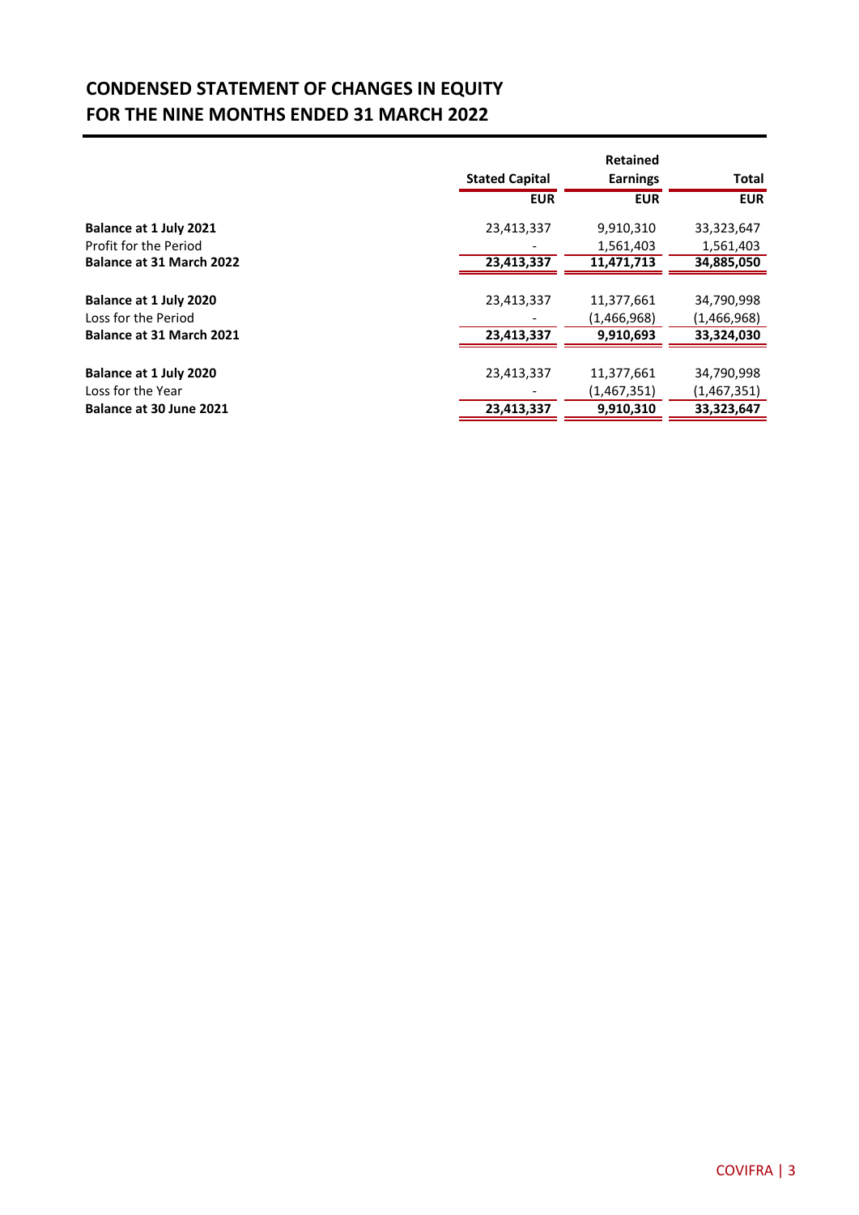# CONDENSED STATEMENT OF CHANGES IN EQUITY
# FOR THE NINE MONTHS ENDED 31 MARCH 2022

| | Stated Capital | Retained Earnings | Total |
|---|---|---|---|
| | EUR | EUR | EUR |
| **Balance at 1 July 2021** | 23,413,337 | 9,910,310 | 33,323,647 |
| Profit for the Period | - | 1,561,403 | 1,561,403 |
| **Balance at 31 March 2022** | **23,413,337** | **11,471,713** | **34,885,050** |
| | | | |
| **Balance at 1 July 2020** | 23,413,337 | 11,377,661 | 34,790,998 |
| Loss for the Period | - | (1,466,968) | (1,466,968) |
| **Balance at 31 March 2021** | **23,413,337** | **9,910,693** | **33,324,030** |
| | | | |
| **Balance at 1 July 2020** | 23,413,337 | 11,377,661 | 34,790,998 |
| Loss for the Year | - | (1,467,351) | (1,467,351) |
| **Balance at 30 June 2021** | **23,413,337** | **9,910,310** | **33,323,647** |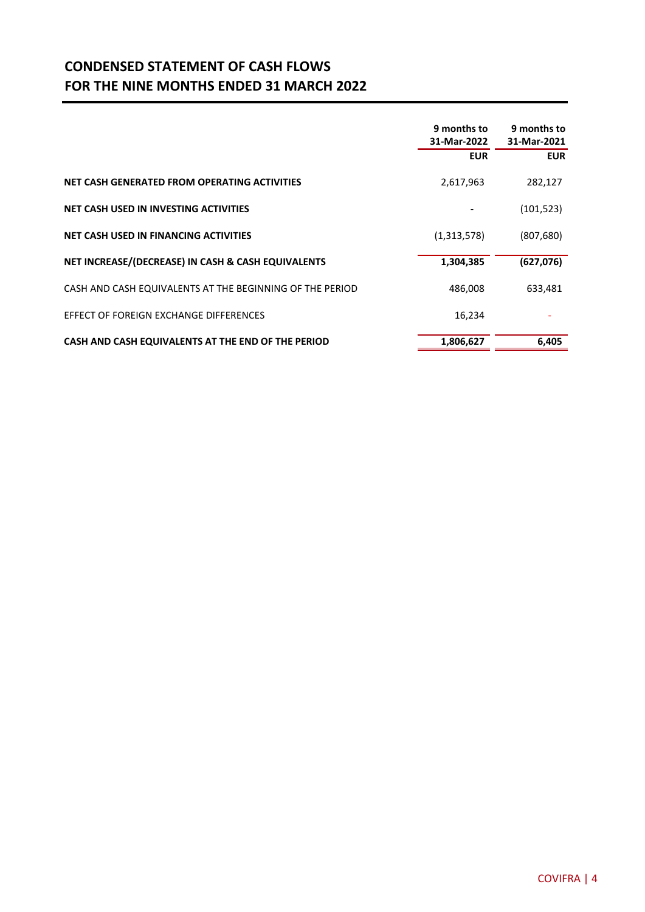# CONDENSED STATEMENT OF CASH FLOWS
# FOR THE NINE MONTHS ENDED 31 MARCH 2022

| | 9 months to 31-Mar-2022 | 9 months to 31-Mar-2021 |
|---|---|---|
| | EUR | EUR |
| **NET CASH GENERATED FROM OPERATING ACTIVITIES** | 2,617,963 | 282,127 |
| **NET CASH USED IN INVESTING ACTIVITIES** | - | (101,523) |
| **NET CASH USED IN FINANCING ACTIVITIES** | (1,313,578) | (807,680) |
| **NET INCREASE/(DECREASE) IN CASH & CASH EQUIVALENTS** | **1,304,385** | **(627,076)** |
| CASH AND CASH EQUIVALENTS AT THE BEGINNING OF THE PERIOD | 486,008 | 633,481 |
| EFFECT OF FOREIGN EXCHANGE DIFFERENCES | 16,234 | - |
| **CASH AND CASH EQUIVALENTS AT THE END OF THE PERIOD** | **1,806,627** | **6,405** |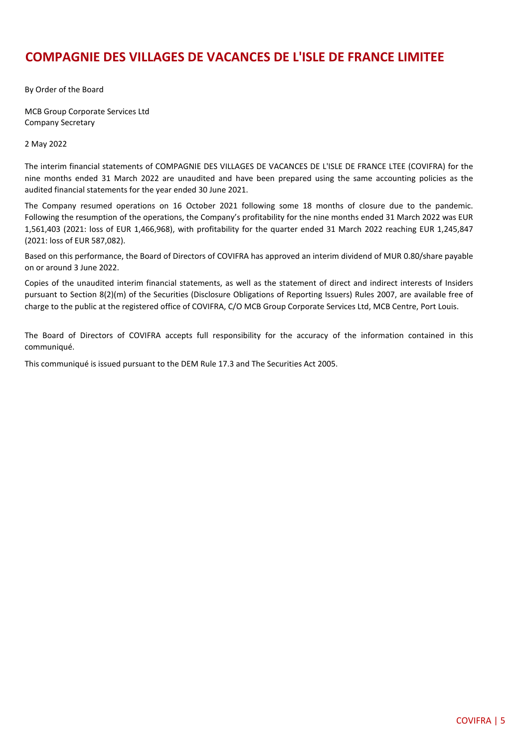# COMPAGNIE DES VILLAGES DE VACANCES DE L'ISLE DE FRANCE LIMITEE

By Order of the Board

MCB Group Corporate Services Ltd
Company Secretary

2 May 2022

The interim financial statements of COMPAGNIE DES VILLAGES DE VACANCES DE L'ISLE DE FRANCE LTEE (COVIFRA) for the nine months ended 31 March 2022 are unaudited and have been prepared using the same accounting policies as the audited financial statements for the year ended 30 June 2021.

The Company resumed operations on 16 October 2021 following some 18 months of closure due to the pandemic. Following the resumption of the operations, the Company's profitability for the nine months ended 31 March 2022 was EUR 1,561,403 (2021: loss of EUR 1,466,968), with profitability for the quarter ended 31 March 2022 reaching EUR 1,245,847 (2021: loss of EUR 587,082).

Based on this performance, the Board of Directors of COVIFRA has approved an interim dividend of MUR 0.80/share payable on or around 3 June 2022.

Copies of the unaudited interim financial statements, as well as the statement of direct and indirect interests of Insiders pursuant to Section 8(2)(m) of the Securities (Disclosure Obligations of Reporting Issuers) Rules 2007, are available free of charge to the public at the registered office of COVIFRA, C/O MCB Group Corporate Services Ltd, MCB Centre, Port Louis.

The Board of Directors of COVIFRA accepts full responsibility for the accuracy of the information contained in this communiqué.

This communiqué is issued pursuant to the DEM Rule 17.3 and The Securities Act 2005.